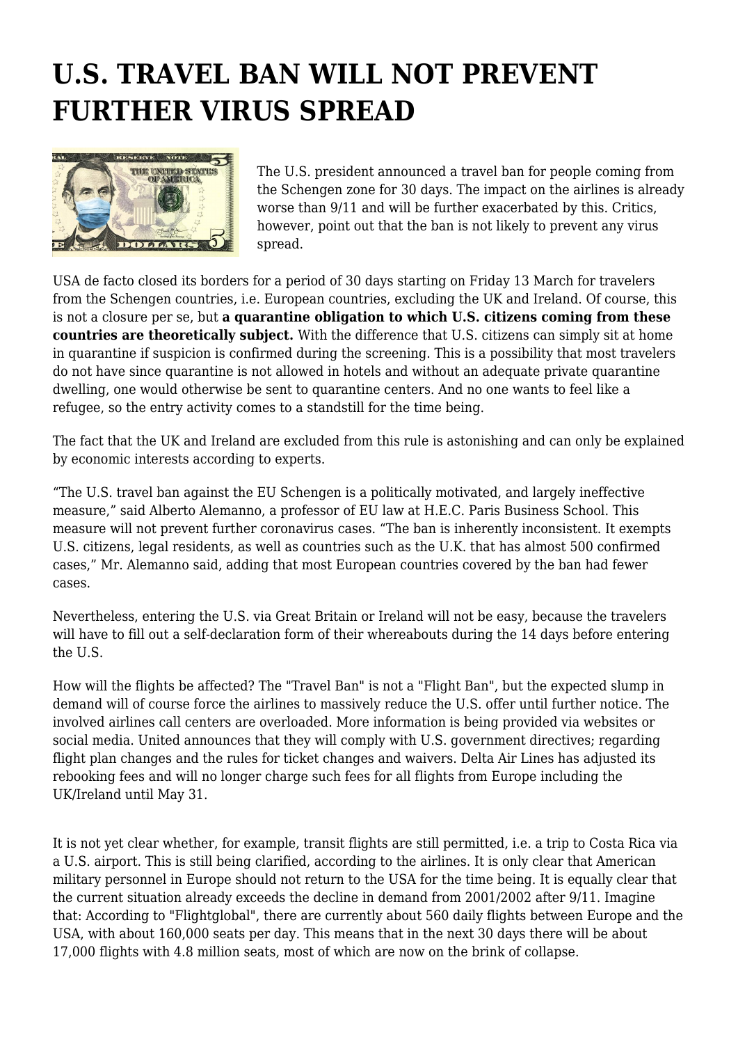# U.S. TRAVEL BAN WILL NOT PREVENT FURTHER VIRUS SPREAD

The U.S. president announced a travel ban for people coming from the Schengen zone for 30 days. The impact on the airlines is already worse than 9/11 and will be further exacerbated by this. Critics, however, point out that the ban is not likely to prevent any virus spread.

USA de facto closed its borders for a period of 30 days starting on Friday 13 March for travelers from the Schengen countries, i.e. European countries, excluding the UK and Ireland. Of course, this is not a closure per se, but **a quarantine obligation to which U.S. citizens coming from these countries are theoretically subject.** With the difference that U.S. citizens can simply sit at home in quarantine if suspicion is confirmed during the screening. This is a possibility that most travelers do not have since quarantine is not allowed in hotels and without an adequate private quarantine dwelling, one would otherwise be sent to quarantine centers. And no one wants to feel like a refugee, so the entry activity comes to a standstill for the time being.

The fact that the UK and Ireland are excluded from this rule is astonishing and can only be explained by economic interests according to experts.

“The U.S. travel ban against the EU Schengen is a politically motivated, and largely ineffective measure,” said Alberto Alemanno, a professor of EU law at H.E.C. Paris Business School. This measure will not prevent further coronavirus cases. “The ban is inherently inconsistent. It exempts U.S. citizens, legal residents, as well as countries such as the U.K. that has almost 500 confirmed cases,” Mr. Alemanno said, adding that most European countries covered by the ban had fewer cases.

Nevertheless, entering the U.S. via Great Britain or Ireland will not be easy, because the travelers will have to fill out a self-declaration form of their whereabouts during the 14 days before entering the U.S.

How will the flights be affected? The "Travel Ban" is not a "Flight Ban", but the expected slump in demand will of course force the airlines to massively reduce the U.S. offer until further notice. The involved airlines call centers are overloaded. More information is being provided via websites or social media. United announces that they will comply with U.S. government directives; regarding flight plan changes and the rules for ticket changes and waivers. Delta Air Lines has adjusted its rebooking fees and will no longer charge such fees for all flights from Europe including the UK/Ireland until May 31.

It is not yet clear whether, for example, transit flights are still permitted, i.e. a trip to Costa Rica via a U.S. airport. This is still being clarified, according to the airlines. It is only clear that American military personnel in Europe should not return to the USA for the time being. It is equally clear that the current situation already exceeds the decline in demand from 2001/2002 after 9/11. Imagine that: According to "Flightglobal", there are currently about 560 daily flights between Europe and the USA, with about 160,000 seats per day. This means that in the next 30 days there will be about 17,000 flights with 4.8 million seats, most of which are now on the brink of collapse.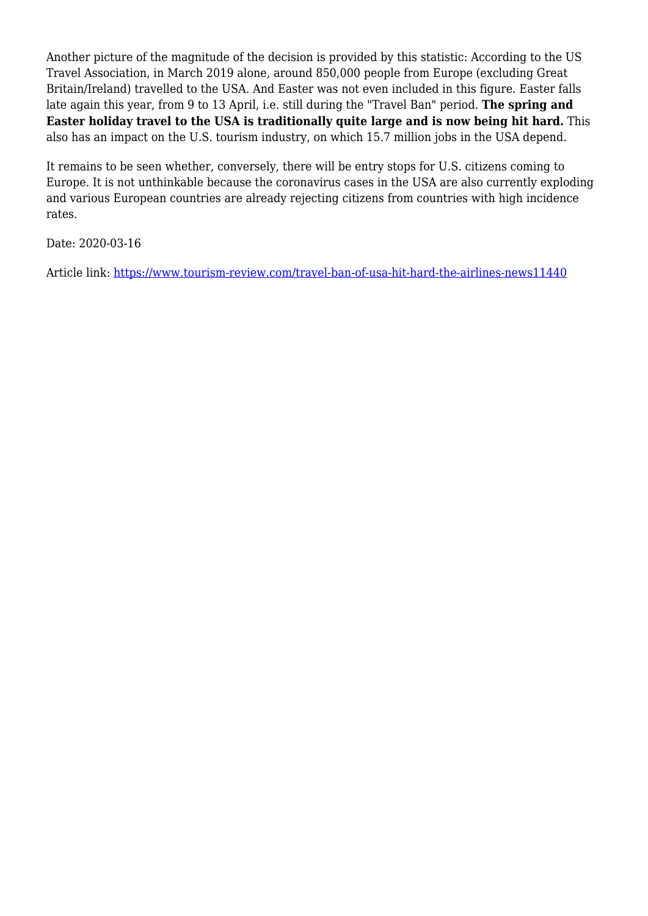Another picture of the magnitude of the decision is provided by this statistic: According to the US Travel Association, in March 2019 alone, around 850,000 people from Europe (excluding Great Britain/Ireland) travelled to the USA. And Easter was not even included in this figure. Easter falls late again this year, from 9 to 13 April, i.e. still during the "Travel Ban" period. **The spring and Easter holiday travel to the USA is traditionally quite large and is now being hit hard.** This also has an impact on the U.S. tourism industry, on which 15.7 million jobs in the USA depend.

It remains to be seen whether, conversely, there will be entry stops for U.S. citizens coming to Europe. It is not unthinkable because the coronavirus cases in the USA are also currently exploding and various European countries are already rejecting citizens from countries with high incidence rates.

Date: 2020-03-16

Article link: [https://www.tourism-review.com/travel-ban-of-usa-hit-hard-the-airlines-news11440](https://www.tourism-review.com/travel-ban-of-usa-hit-hard-the-airlines-news11440)